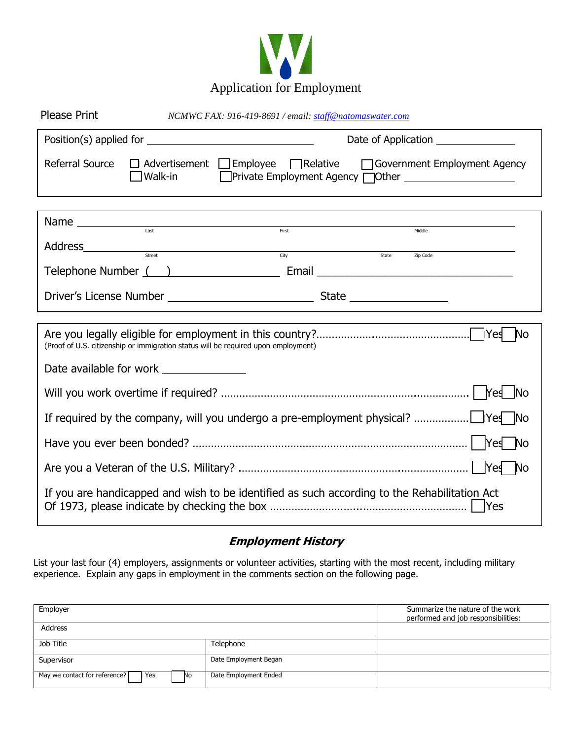# Application for Employment

Please Print *NCMWC FAX: 916-419-8691 / email: staff@natomaswater.com*

Position(s) applied for ______________________ Date of Application ______________

Referral Source ☐ Advertisement ☐ Employee ☐ Relative ☐ Government Employment Agency ☐ Walk-in ☐ Private Employment Agency ☐ Other ______________

Name ________________________________________________
Last First Middle

Address ________________________________________________
Street City State Zip Code

Telephone Number ( ) ______________ Email ______________________

Driver's License Number ______________________ State ______________

Are you legally eligible for employment in this country?.................................................. ☐ Yes ☐ No
(Proof of U.S. citizenship or immigration status will be required upon employment)

Date available for work ______________

Will you work overtime if required? ........................................................................ ☐ Yes ☐ No

If required by the company, will you undergo a pre-employment physical? ................. ☐ Yes ☐ No

Have you ever been bonded? ........................................................................ ☐ Yes ☐ No

Are you a Veteran of the U.S. Military? ........................................................................ ☐ Yes ☐ No

If you are handicapped and wish to be identified as such according to the Rehabilitation Act Of 1973, please indicate by checking the box .............................................................. ☐ Yes

## *Employment History*

List your last four (4) employers, assignments or volunteer activities, starting with the most recent, including military experience. Explain any gaps in employment in the comments section on the following page.

| Employer | | Summarize the nature of the work performed and job responsibilities: |
|---|---|---|
| Address | | |
| Job Title | Telephone | |
| Supervisor | Date Employment Began | |
| May we contact for reference? ☐ Yes ☐ No | Date Employment Ended | |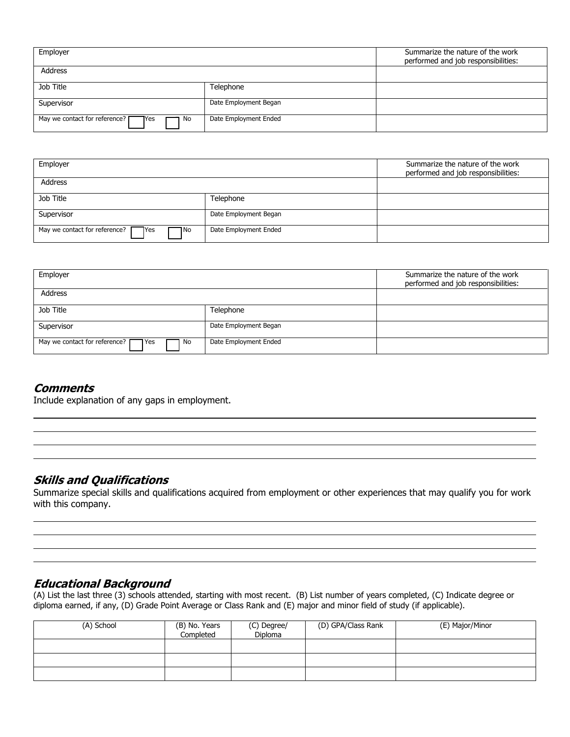| Employer | | Summarize the nature of the work performed and job responsibilities: |
|---|---|---|
| Address | | |
| Job Title | Telephone | |
| Supervisor | Date Employment Began | |
| May we contact for reference? ☐ Yes ☐ No | Date Employment Ended | |

| Employer | | Summarize the nature of the work performed and job responsibilities: |
|---|---|---|
| Address | | |
| Job Title | Telephone | |
| Supervisor | Date Employment Began | |
| May we contact for reference? ☐ Yes ☐ No | Date Employment Ended | |

| Employer | | Summarize the nature of the work performed and job responsibilities: |
|---|---|---|
| Address | | |
| Job Title | Telephone | |
| Supervisor | Date Employment Began | |
| May we contact for reference? ☐ Yes ☐ No | Date Employment Ended | |

## ***Comments***

Include explanation of any gaps in employment.

______________________________________________________________________

______________________________________________________________________

______________________________________________________________________

______________________________________________________________________

## ***Skills and Qualifications***

Summarize special skills and qualifications acquired from employment or other experiences that may qualify you for work with this company.

______________________________________________________________________

______________________________________________________________________

______________________________________________________________________

______________________________________________________________________

## ***Educational Background***

(A) List the last three (3) schools attended, starting with most recent. (B) List number of years completed, (C) Indicate degree or diploma earned, if any, (D) Grade Point Average or Class Rank and (E) major and minor field of study (if applicable).

| (A) School | (B) No. Years Completed | (C) Degree/ Diploma | (D) GPA/Class Rank | (E) Major/Minor |
|---|---|---|---|---|
| | | | | |
| | | | | |
| | | | | |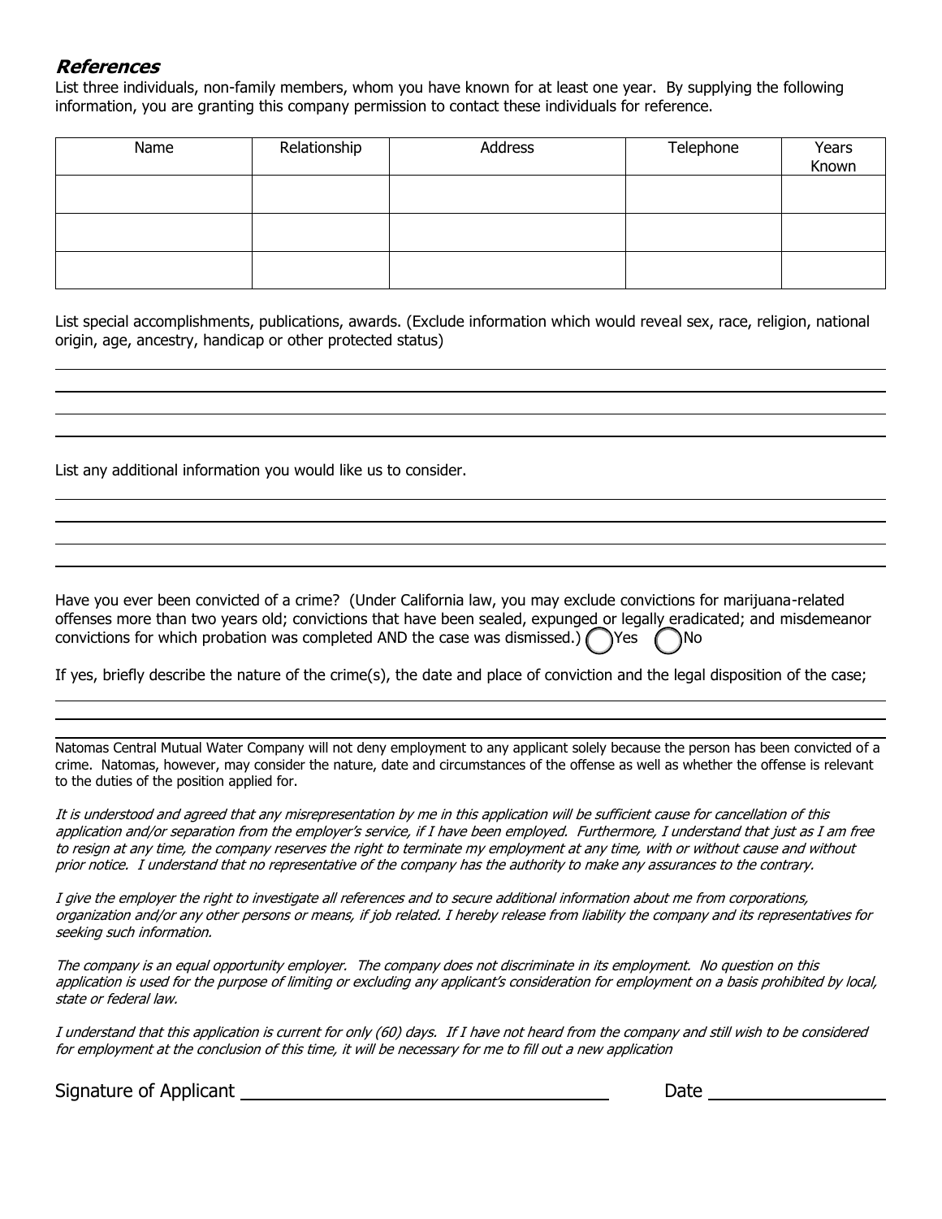## ***References***

List three individuals, non-family members, whom you have known for at least one year. By supplying the following information, you are granting this company permission to contact these individuals for reference.

| Name | Relationship | Address | Telephone | Years Known |
|---|---|---|---|---|
| | | | | |
| | | | | |
| | | | | |

List special accomplishments, publications, awards. (Exclude information which would reveal sex, race, religion, national origin, age, ancestry, handicap or other protected status)

______________________________________________________________________

______________________________________________________________________

______________________________________________________________________

______________________________________________________________________

List any additional information you would like us to consider.

______________________________________________________________________

______________________________________________________________________

______________________________________________________________________

______________________________________________________________________

Have you ever been convicted of a crime? (Under California law, you may exclude convictions for marijuana-related offenses more than two years old; convictions that have been sealed, expunged or legally eradicated; and misdemeanor convictions for which probation was completed AND the case was dismissed.) ◯ Yes ◯ No

If yes, briefly describe the nature of the crime(s), the date and place of conviction and the legal disposition of the case;

______________________________________________________________________

______________________________________________________________________

Natomas Central Mutual Water Company will not deny employment to any applicant solely because the person has been convicted of a crime. Natomas, however, may consider the nature, date and circumstances of the offense as well as whether the offense is relevant to the duties of the position applied for.

*It is understood and agreed that any misrepresentation by me in this application will be sufficient cause for cancellation of this application and/or separation from the employer's service, if I have been employed. Furthermore, I understand that just as I am free to resign at any time, the company reserves the right to terminate my employment at any time, with or without cause and without prior notice. I understand that no representative of the company has the authority to make any assurances to the contrary.*

*I give the employer the right to investigate all references and to secure additional information about me from corporations, organization and/or any other persons or means, if job related. I hereby release from liability the company and its representatives for seeking such information.*

*The company is an equal opportunity employer. The company does not discriminate in its employment. No question on this application is used for the purpose of limiting or excluding any applicant's consideration for employment on a basis prohibited by local, state or federal law.*

*I understand that this application is current for only (60) days. If I have not heard from the company and still wish to be considered for employment at the conclusion of this time, it will be necessary for me to fill out a new application*

Signature of Applicant ______________________________ Date ________________